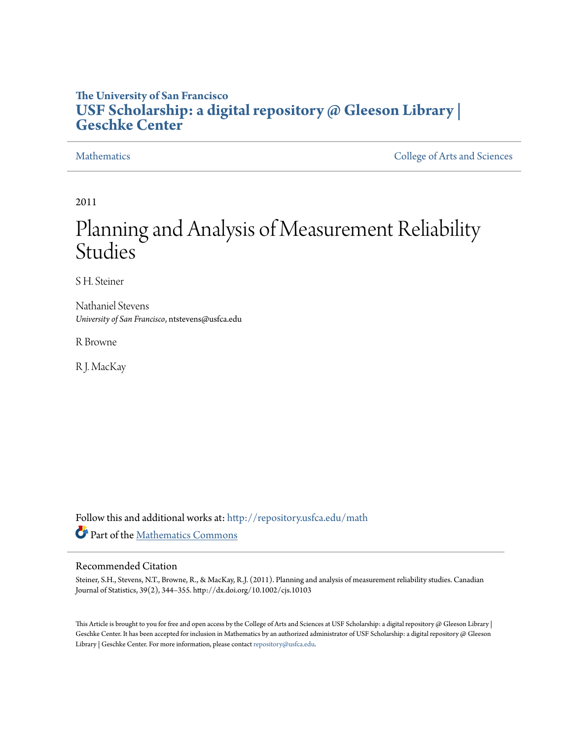**The University of San Francisco**

# USF Scholarship: a digital repository @ Gleeson Library | Geschke Center

Mathematics | College of Arts and Sciences

2011

# Planning and Analysis of Measurement Reliability Studies

S H. Steiner

Nathaniel Stevens
*University of San Francisco*, ntstevens@usfca.edu

R Browne

R J. MacKay

Follow this and additional works at: http://repository.usfca.edu/math

Part of the Mathematics Commons

## Recommended Citation

Steiner, S.H., Stevens, N.T., Browne, R., & MacKay, R.J. (2011). Planning and analysis of measurement reliability studies. Canadian Journal of Statistics, 39(2), 344–355. http://dx.doi.org/10.1002/cjs.10103

This Article is brought to you for free and open access by the College of Arts and Sciences at USF Scholarship: a digital repository @ Gleeson Library | Geschke Center. It has been accepted for inclusion in Mathematics by an authorized administrator of USF Scholarship: a digital repository @ Gleeson Library | Geschke Center. For more information, please contact repository@usfca.edu.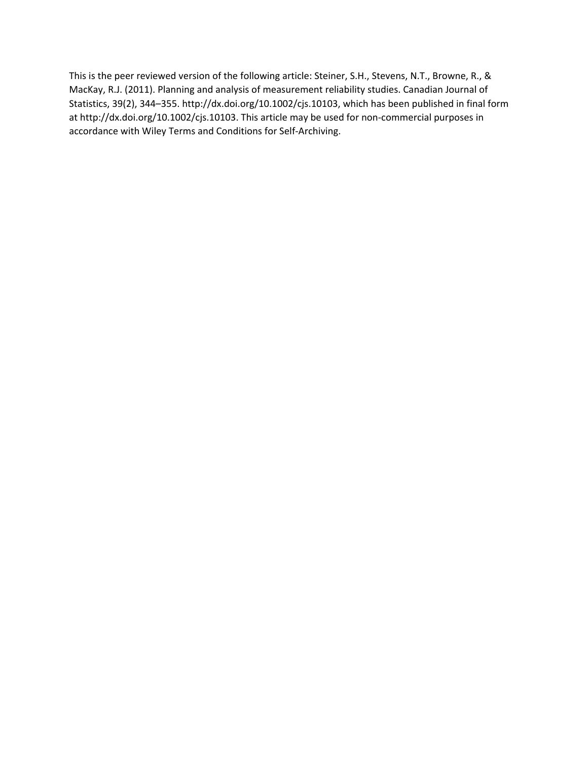This is the peer reviewed version of the following article: Steiner, S.H., Stevens, N.T., Browne, R., & MacKay, R.J. (2011). Planning and analysis of measurement reliability studies. Canadian Journal of Statistics, 39(2), 344–355. http://dx.doi.org/10.1002/cjs.10103, which has been published in final form at http://dx.doi.org/10.1002/cjs.10103. This article may be used for non-commercial purposes in accordance with Wiley Terms and Conditions for Self-Archiving.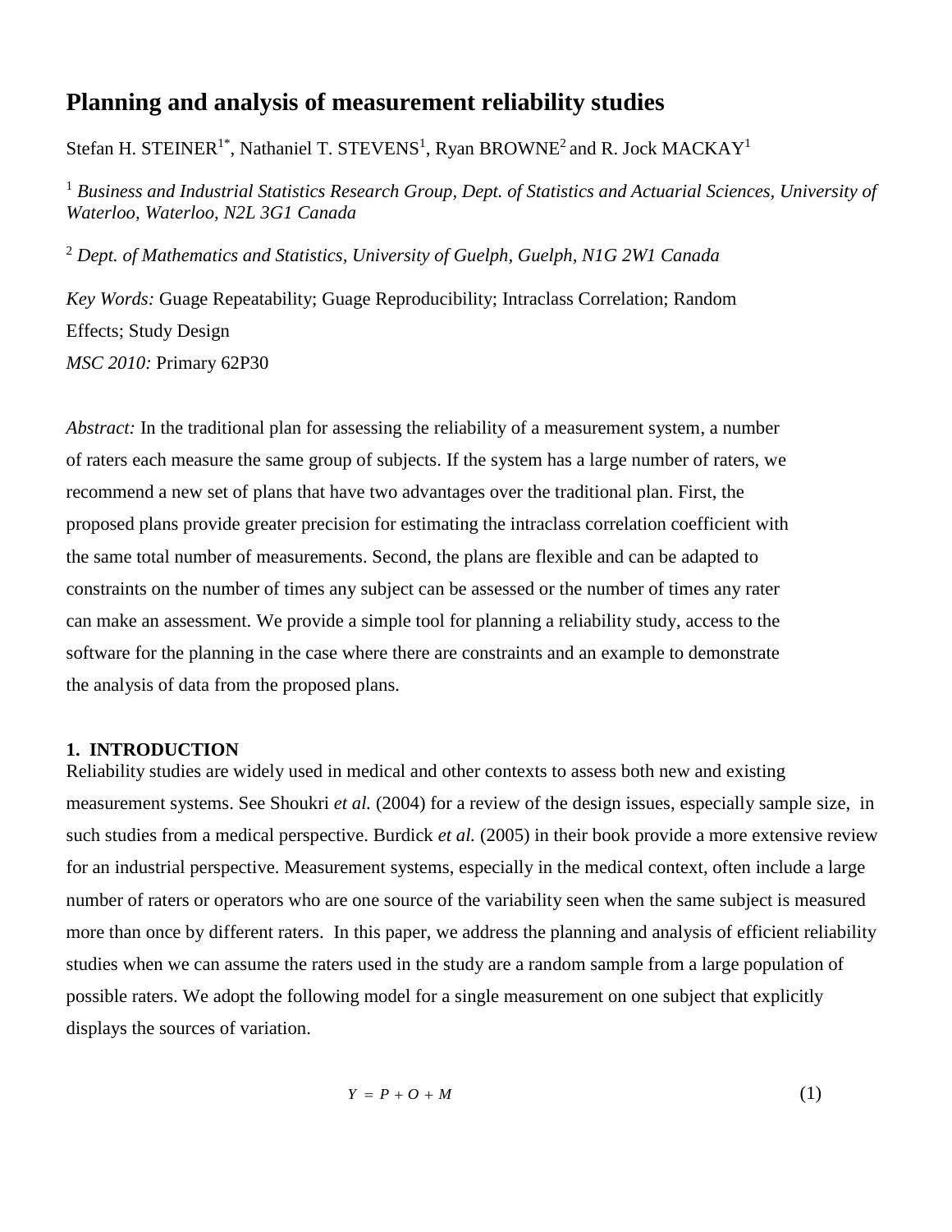# Planning and analysis of measurement reliability studies

Stefan H. STEINER[1*], Nathaniel T. STEVENS[1], Ryan BROWNE[2] and R. Jock MACKAY[1]

[1] *Business and Industrial Statistics Research Group, Dept. of Statistics and Actuarial Sciences, University of Waterloo, Waterloo, N2L 3G1 Canada*

[2] *Dept. of Mathematics and Statistics, University of Guelph, Guelph, N1G 2W1 Canada*

*Key Words:* Guage Repeatability; Guage Reproducibility; Intraclass Correlation; Random Effects; Study Design

*MSC 2010:* Primary 62P30

*Abstract:* In the traditional plan for assessing the reliability of a measurement system, a number of raters each measure the same group of subjects. If the system has a large number of raters, we recommend a new set of plans that have two advantages over the traditional plan. First, the proposed plans provide greater precision for estimating the intraclass correlation coefficient with the same total number of measurements. Second, the plans are flexible and can be adapted to constraints on the number of times any subject can be assessed or the number of times any rater can make an assessment. We provide a simple tool for planning a reliability study, access to the software for the planning in the case where there are constraints and an example to demonstrate the analysis of data from the proposed plans.

## 1. INTRODUCTION

Reliability studies are widely used in medical and other contexts to assess both new and existing measurement systems. See Shoukri *et al.* (2004) for a review of the design issues, especially sample size, in such studies from a medical perspective. Burdick *et al.* (2005) in their book provide a more extensive review for an industrial perspective. Measurement systems, especially in the medical context, often include a large number of raters or operators who are one source of the variability seen when the same subject is measured more than once by different raters. In this paper, we address the planning and analysis of efficient reliability studies when we can assume the raters used in the study are a random sample from a large population of possible raters. We adopt the following model for a single measurement on one subject that explicitly displays the sources of variation.

$$Y = P + O + M \tag{1}$$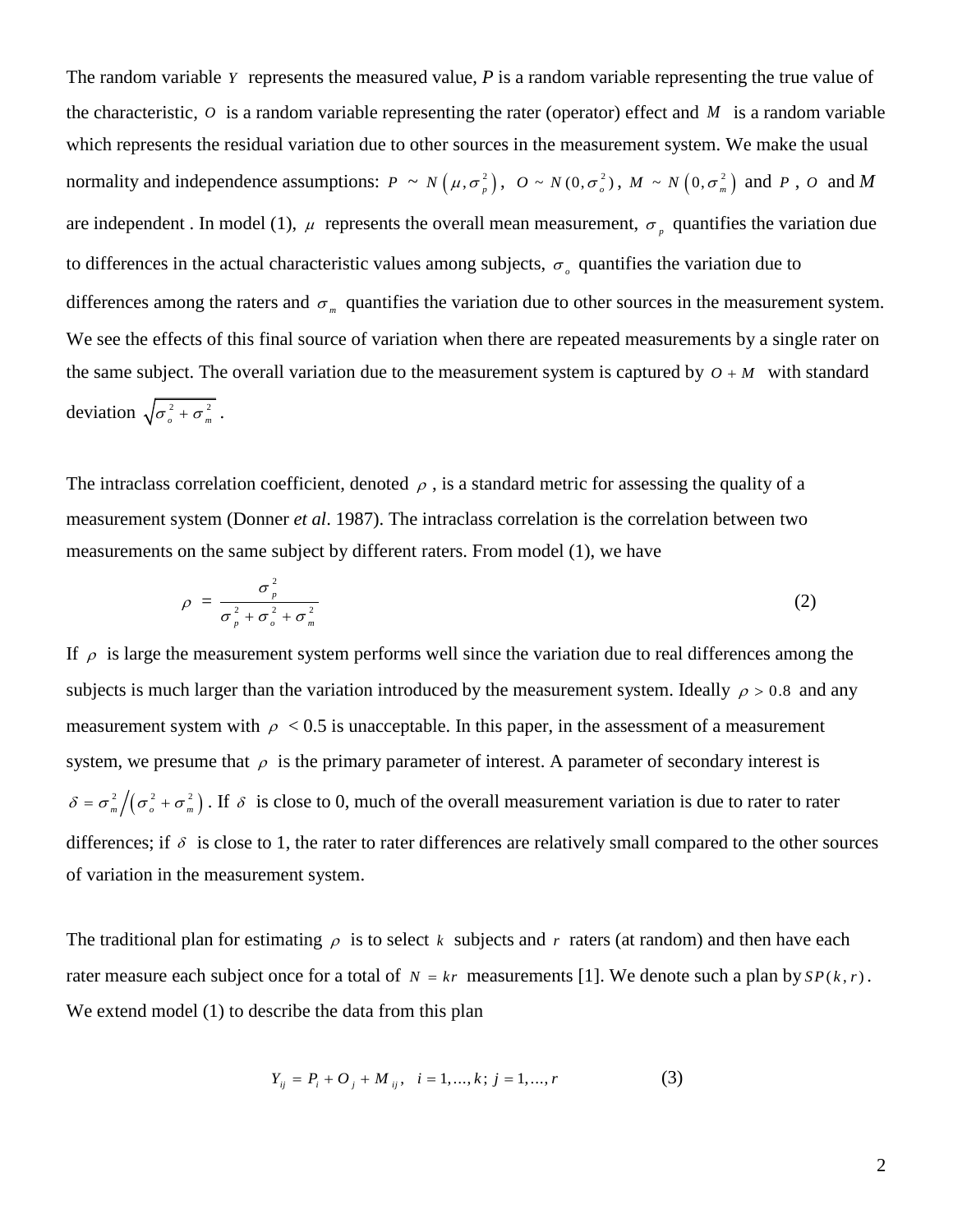The random variable $Y$ represents the measured value, $P$ is a random variable representing the true value of the characteristic, $O$ is a random variable representing the rater (operator) effect and $M$ is a random variable which represents the residual variation due to other sources in the measurement system. We make the usual normality and independence assumptions: $P \sim N\left(\mu, \sigma_p^2\right)$, $O \sim N(0, \sigma_o^2)$, $M \sim N\left(0, \sigma_m^2\right)$ and $P$, $O$ and $M$ are independent . In model (1), $\mu$ represents the overall mean measurement, $\sigma_p$ quantifies the variation due to differences in the actual characteristic values among subjects, $\sigma_o$ quantifies the variation due to differences among the raters and $\sigma_m$ quantifies the variation due to other sources in the measurement system. We see the effects of this final source of variation when there are repeated measurements by a single rater on the same subject. The overall variation due to the measurement system is captured by $O + M$ with standard deviation $\sqrt{\sigma_o^2 + \sigma_m^2}$ .

The intraclass correlation coefficient, denoted $\rho$ , is a standard metric for assessing the quality of a measurement system (Donner *et al*. 1987). The intraclass correlation is the correlation between two measurements on the same subject by different raters. From model (1), we have

$$\rho = \frac{\sigma_p^2}{\sigma_p^2 + \sigma_o^2 + \sigma_m^2} \tag{2}$$

If $\rho$ is large the measurement system performs well since the variation due to real differences among the subjects is much larger than the variation introduced by the measurement system. Ideally $\rho > 0.8$ and any measurement system with $\rho < 0.5$ is unacceptable. In this paper, in the assessment of a measurement system, we presume that $\rho$ is the primary parameter of interest. A parameter of secondary interest is $\delta = \sigma_m^2 \Big/ \left(\sigma_o^2 + \sigma_m^2\right)$. If $\delta$ is close to 0, much of the overall measurement variation is due to rater to rater differences; if $\delta$ is close to 1, the rater to rater differences are relatively small compared to the other sources of variation in the measurement system.

The traditional plan for estimating $\rho$ is to select $k$ subjects and $r$ raters (at random) and then have each rater measure each subject once for a total of $N = kr$ measurements [1]. We denote such a plan by $SP(k, r)$. We extend model (1) to describe the data from this plan

$$Y_{ij} = P_i + O_j + M_{ij}, \quad i = 1, \ldots, k;\; j = 1, \ldots, r \tag{3}$$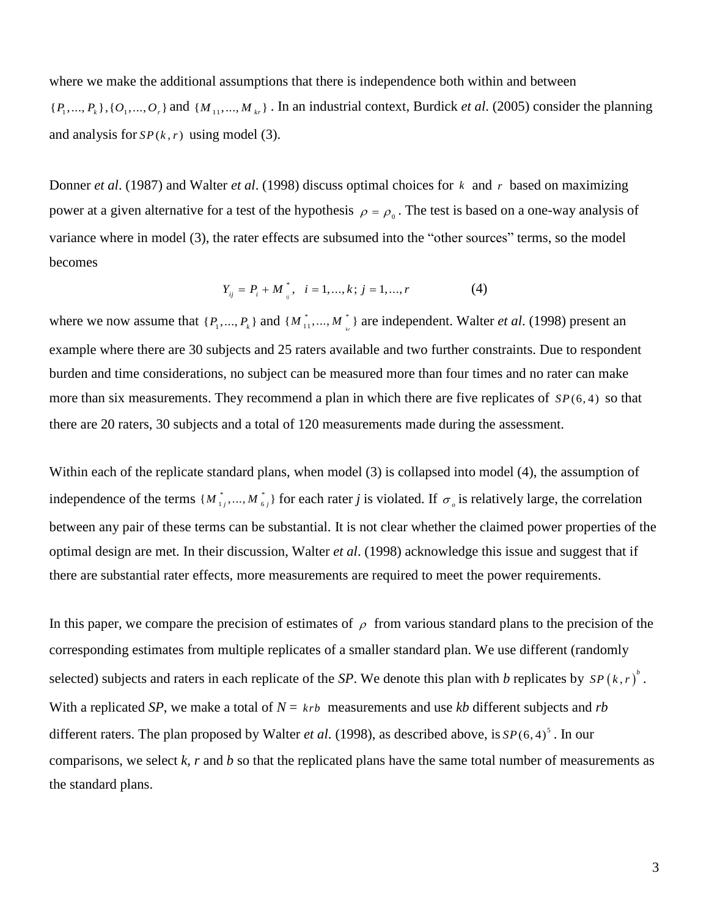where we make the additional assumptions that there is independence both within and between $\{P_1,...,P_k\},\{O_1,...,O_r\}$ and $\{M_{11},...,M_{kr}\}$. In an industrial context, Burdick *et al*. (2005) consider the planning and analysis for $SP(k,r)$ using model (3).

Donner *et al*. (1987) and Walter *et al*. (1998) discuss optimal choices for $k$ and $r$ based on maximizing power at a given alternative for a test of the hypothesis $\rho = \rho_0$. The test is based on a one-way analysis of variance where in model (3), the rater effects are subsumed into the "other sources" terms, so the model becomes

$$Y_{ij} = P_i + M^*_{ij}, \quad i = 1,...,k;\ j = 1,...,r \qquad (4)$$

where we now assume that $\{P_1,...,P_k\}$ and $\{M^*_{11},...,M^*_{kr}\}$ are independent. Walter *et al*. (1998) present an example where there are 30 subjects and 25 raters available and two further constraints. Due to respondent burden and time considerations, no subject can be measured more than four times and no rater can make more than six measurements. They recommend a plan in which there are five replicates of $SP(6,4)$ so that there are 20 raters, 30 subjects and a total of 120 measurements made during the assessment.

Within each of the replicate standard plans, when model (3) is collapsed into model (4), the assumption of independence of the terms $\{M^*_{1j},...,M^*_{6j}\}$ for each rater *j* is violated. If $\sigma_o$ is relatively large, the correlation between any pair of these terms can be substantial. It is not clear whether the claimed power properties of the optimal design are met. In their discussion, Walter *et al*. (1998) acknowledge this issue and suggest that if there are substantial rater effects, more measurements are required to meet the power requirements.

In this paper, we compare the precision of estimates of $\rho$ from various standard plans to the precision of the corresponding estimates from multiple replicates of a smaller standard plan. We use different (randomly selected) subjects and raters in each replicate of the *SP*. We denote this plan with *b* replicates by $SP(k,r)^b$. With a replicated *SP*, we make a total of $N = krb$ measurements and use *kb* different subjects and *rb* different raters. The plan proposed by Walter *et al*. (1998), as described above, is $SP(6,4)^5$. In our comparisons, we select *k*, *r* and *b* so that the replicated plans have the same total number of measurements as the standard plans.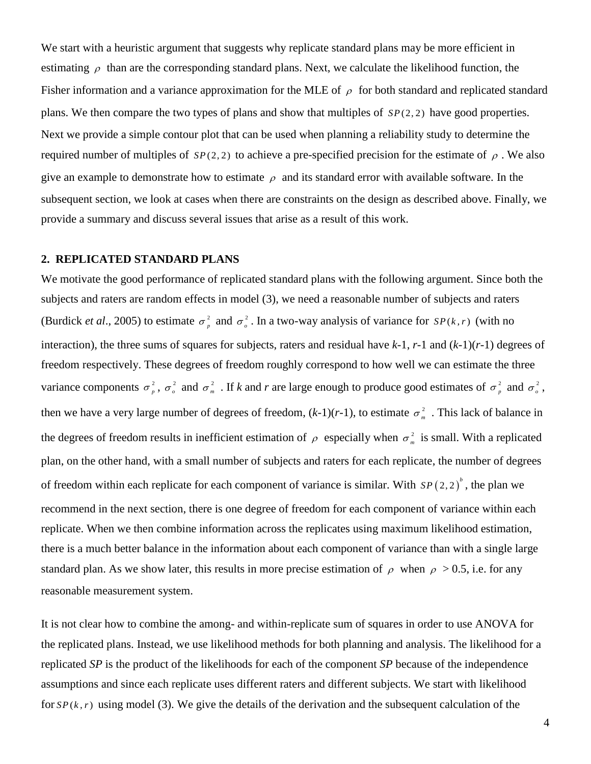We start with a heuristic argument that suggests why replicate standard plans may be more efficient in estimating $\rho$ than are the corresponding standard plans. Next, we calculate the likelihood function, the Fisher information and a variance approximation for the MLE of $\rho$ for both standard and replicated standard plans. We then compare the two types of plans and show that multiples of $SP(2,2)$ have good properties. Next we provide a simple contour plot that can be used when planning a reliability study to determine the required number of multiples of $SP(2,2)$ to achieve a pre-specified precision for the estimate of $\rho$. We also give an example to demonstrate how to estimate $\rho$ and its standard error with available software. In the subsequent section, we look at cases when there are constraints on the design as described above. Finally, we provide a summary and discuss several issues that arise as a result of this work.

## 2. REPLICATED STANDARD PLANS

We motivate the good performance of replicated standard plans with the following argument. Since both the subjects and raters are random effects in model (3), we need a reasonable number of subjects and raters (Burdick *et al*., 2005) to estimate $\sigma_p^2$ and $\sigma_o^2$. In a two-way analysis of variance for $SP(k,r)$ (with no interaction), the three sums of squares for subjects, raters and residual have *k*-1, *r*-1 and (*k*-1)(*r*-1) degrees of freedom respectively. These degrees of freedom roughly correspond to how well we can estimate the three variance components $\sigma_p^2$, $\sigma_o^2$ and $\sigma_m^2$. If *k* and *r* are large enough to produce good estimates of $\sigma_p^2$ and $\sigma_o^2$, then we have a very large number of degrees of freedom, (*k*-1)(*r*-1), to estimate $\sigma_m^2$. This lack of balance in the degrees of freedom results in inefficient estimation of $\rho$ especially when $\sigma_m^2$ is small. With a replicated plan, on the other hand, with a small number of subjects and raters for each replicate, the number of degrees of freedom within each replicate for each component of variance is similar. With $SP(2,2)^b$, the plan we recommend in the next section, there is one degree of freedom for each component of variance within each replicate. When we then combine information across the replicates using maximum likelihood estimation, there is a much better balance in the information about each component of variance than with a single large standard plan. As we show later, this results in more precise estimation of $\rho$ when $\rho > 0.5$, i.e. for any reasonable measurement system.

It is not clear how to combine the among- and within-replicate sum of squares in order to use ANOVA for the replicated plans. Instead, we use likelihood methods for both planning and analysis. The likelihood for a replicated *SP* is the product of the likelihoods for each of the component *SP* because of the independence assumptions and since each replicate uses different raters and different subjects. We start with likelihood for $SP(k,r)$ using model (3). We give the details of the derivation and the subsequent calculation of the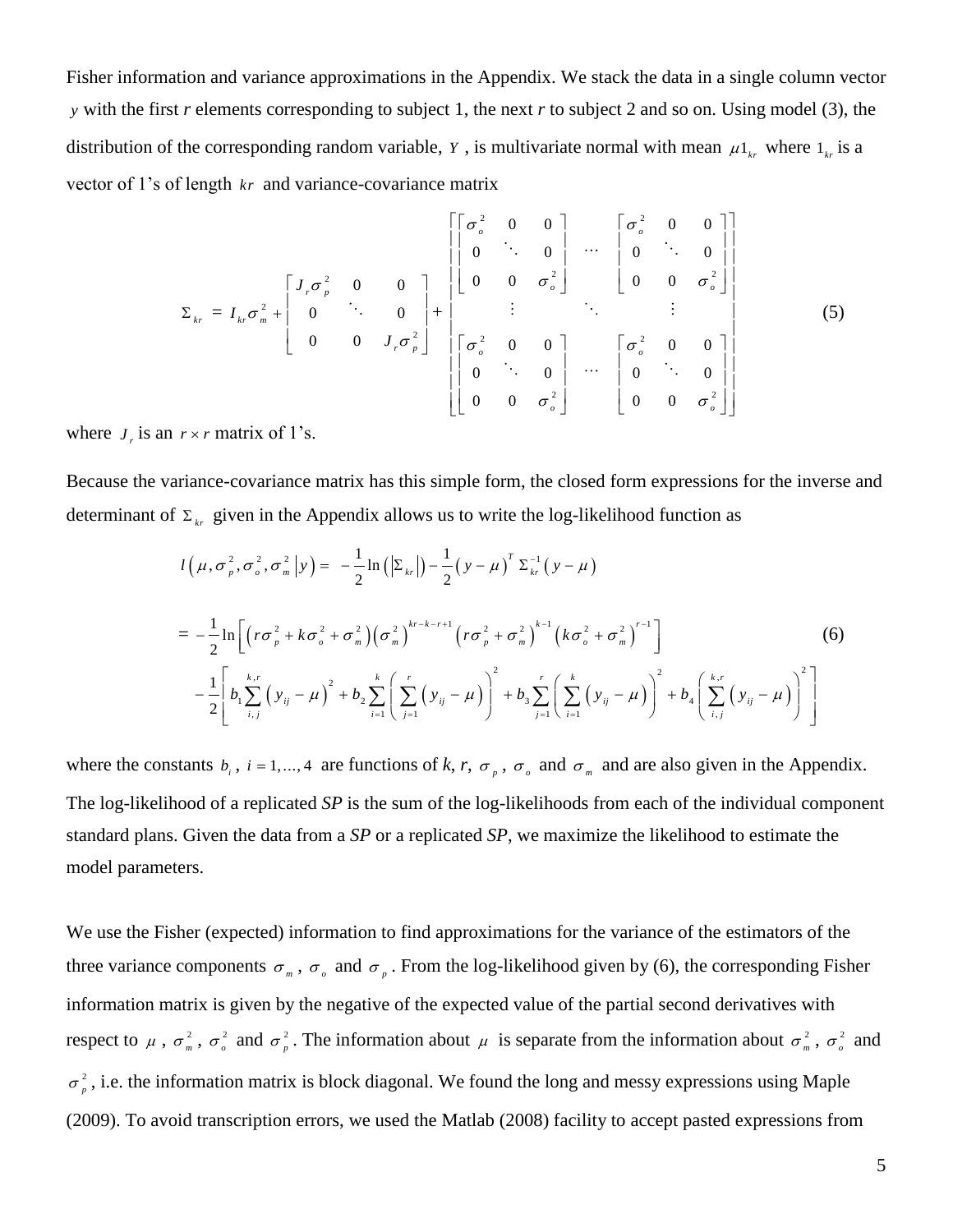Fisher information and variance approximations in the Appendix. We stack the data in a single column vector $y$ with the first *r* elements corresponding to subject 1, the next *r* to subject 2 and so on. Using model (3), the distribution of the corresponding random variable, $Y$, is multivariate normal with mean $\mu 1_{kr}$ where $1_{kr}$ is a vector of 1's of length $kr$ and variance-covariance matrix

$$
\Sigma_{kr} = I_{kr}\sigma_m^2 + \begin{bmatrix} J_r\sigma_p^2 & 0 & 0 \\ 0 & \ddots & 0 \\ 0 & 0 & J_r\sigma_p^2 \end{bmatrix} + \begin{bmatrix} \begin{bmatrix} \sigma_o^2 & 0 & 0 \\ 0 & \ddots & 0 \\ 0 & 0 & \sigma_o^2 \end{bmatrix} & \cdots & \begin{bmatrix} \sigma_o^2 & 0 & 0 \\ 0 & \ddots & 0 \\ 0 & 0 & \sigma_o^2 \end{bmatrix} \\ \vdots & \ddots & \vdots \\ \begin{bmatrix} \sigma_o^2 & 0 & 0 \\ 0 & \ddots & 0 \\ 0 & 0 & \sigma_o^2 \end{bmatrix} & \cdots & \begin{bmatrix} \sigma_o^2 & 0 & 0 \\ 0 & \ddots & 0 \\ 0 & 0 & \sigma_o^2 \end{bmatrix} \end{bmatrix} \tag{5}
$$

where $J_r$ is an $r \times r$ matrix of 1's.

Because the variance-covariance matrix has this simple form, the closed form expressions for the inverse and determinant of $\Sigma_{kr}$ given in the Appendix allows us to write the log-likelihood function as

$$
\begin{aligned}
l\left(\mu,\sigma_p^2,\sigma_o^2,\sigma_m^2 \middle| y\right) &= -\frac{1}{2}\ln\left(\left|\Sigma_{kr}\right|\right) - \frac{1}{2}\left(y-\mu\right)^T \Sigma_{kr}^{-1}\left(y-\mu\right) \\
&= -\frac{1}{2}\ln\left[\left(r\sigma_p^2 + k\sigma_o^2 + \sigma_m^2\right)\left(\sigma_m^2\right)^{kr-k-r+1}\left(r\sigma_p^2+\sigma_m^2\right)^{k-1}\left(k\sigma_o^2+\sigma_m^2\right)^{r-1}\right] \\
&\quad -\frac{1}{2}\left[b_1\sum_{i,j}^{k,r}\left(y_{ij}-\mu\right)^2 + b_2\sum_{i=1}^{k}\left(\sum_{j=1}^{r}\left(y_{ij}-\mu\right)\right)^2 + b_3\sum_{j=1}^{r}\left(\sum_{i=1}^{k}\left(y_{ij}-\mu\right)\right)^2 + b_4\left(\sum_{i,j}^{k,r}\left(y_{ij}-\mu\right)\right)^2\right]
\end{aligned} \tag{6}
$$

where the constants $b_i$, $i = 1,\ldots,4$ are functions of *k*, *r*, $\sigma_p$, $\sigma_o$ and $\sigma_m$ and are also given in the Appendix. The log-likelihood of a replicated *SP* is the sum of the log-likelihoods from each of the individual component standard plans. Given the data from a *SP* or a replicated *SP*, we maximize the likelihood to estimate the model parameters.

We use the Fisher (expected) information to find approximations for the variance of the estimators of the three variance components $\sigma_m$, $\sigma_o$ and $\sigma_p$. From the log-likelihood given by (6), the corresponding Fisher information matrix is given by the negative of the expected value of the partial second derivatives with respect to $\mu$, $\sigma_m^2$, $\sigma_o^2$ and $\sigma_p^2$. The information about $\mu$ is separate from the information about $\sigma_m^2$, $\sigma_o^2$ and $\sigma_p^2$, i.e. the information matrix is block diagonal. We found the long and messy expressions using Maple (2009). To avoid transcription errors, we used the Matlab (2008) facility to accept pasted expressions from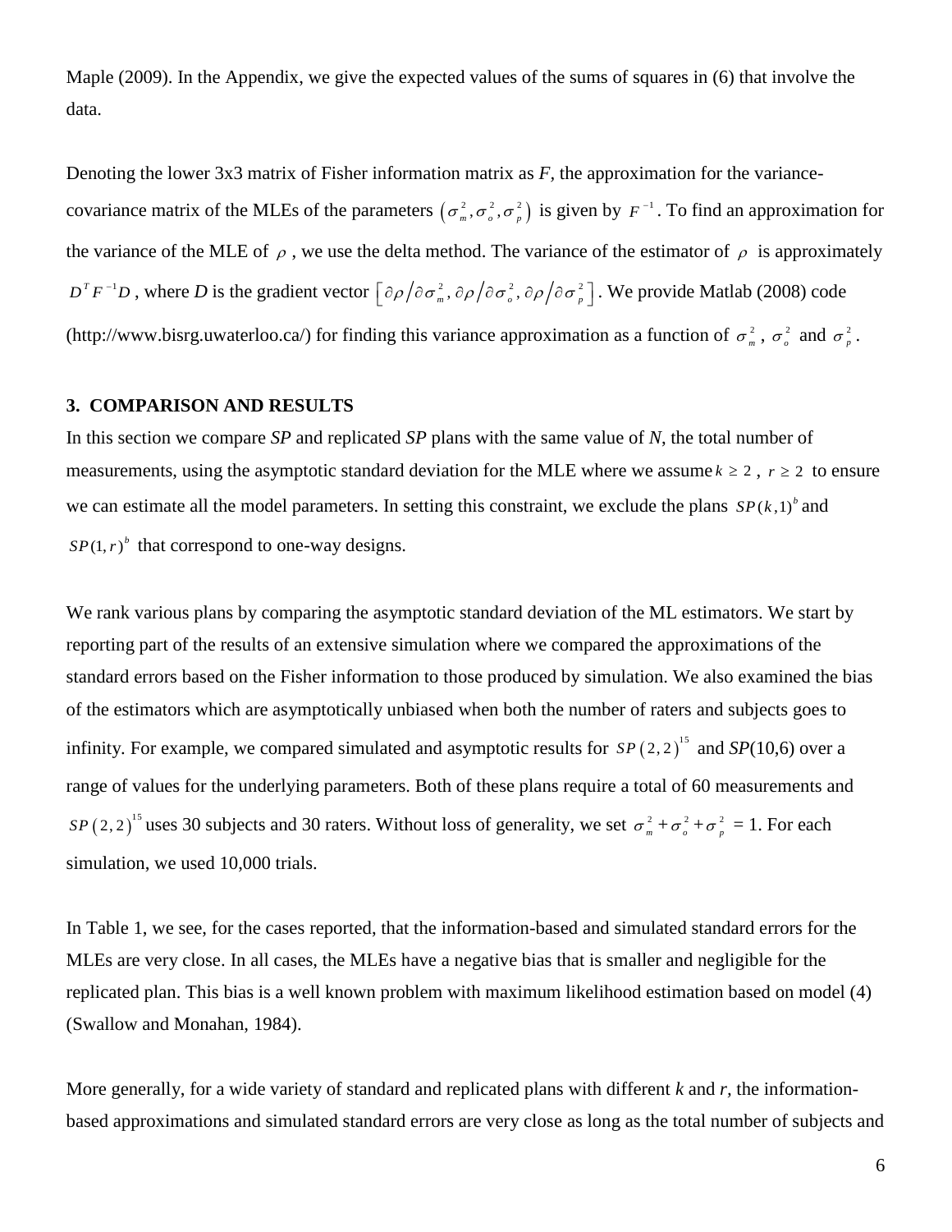Maple (2009). In the Appendix, we give the expected values of the sums of squares in (6) that involve the data.

Denoting the lower 3x3 matrix of Fisher information matrix as *F*, the approximation for the variance-covariance matrix of the MLEs of the parameters $\left(\sigma_m^2, \sigma_o^2, \sigma_p^2\right)$ is given by $F^{-1}$. To find an approximation for the variance of the MLE of $\rho$, we use the delta method. The variance of the estimator of $\rho$ is approximately $D^T F^{-1} D$, where *D* is the gradient vector $\left[\partial\rho/\partial\sigma_m^2, \partial\rho/\partial\sigma_o^2, \partial\rho/\partial\sigma_p^2\right]$. We provide Matlab (2008) code (http://www.bisrg.uwaterloo.ca/) for finding this variance approximation as a function of $\sigma_m^2$, $\sigma_o^2$ and $\sigma_p^2$.

## 3. COMPARISON AND RESULTS

In this section we compare *SP* and replicated *SP* plans with the same value of *N*, the total number of measurements, using the asymptotic standard deviation for the MLE where we assume $k \geq 2$, $r \geq 2$ to ensure we can estimate all the model parameters. In setting this constraint, we exclude the plans $SP(k,1)^b$ and $SP(1,r)^b$ that correspond to one-way designs.

We rank various plans by comparing the asymptotic standard deviation of the ML estimators. We start by reporting part of the results of an extensive simulation where we compared the approximations of the standard errors based on the Fisher information to those produced by simulation. We also examined the bias of the estimators which are asymptotically unbiased when both the number of raters and subjects goes to infinity. For example, we compared simulated and asymptotic results for $SP(2,2)^{15}$ and *SP*(10,6) over a range of values for the underlying parameters. Both of these plans require a total of 60 measurements and $SP(2,2)^{15}$ uses 30 subjects and 30 raters. Without loss of generality, we set $\sigma_m^2 + \sigma_o^2 + \sigma_p^2 = 1$. For each simulation, we used 10,000 trials.

In Table 1, we see, for the cases reported, that the information-based and simulated standard errors for the MLEs are very close. In all cases, the MLEs have a negative bias that is smaller and negligible for the replicated plan. This bias is a well known problem with maximum likelihood estimation based on model (4) (Swallow and Monahan, 1984).

More generally, for a wide variety of standard and replicated plans with different *k* and *r*, the information-based approximations and simulated standard errors are very close as long as the total number of subjects and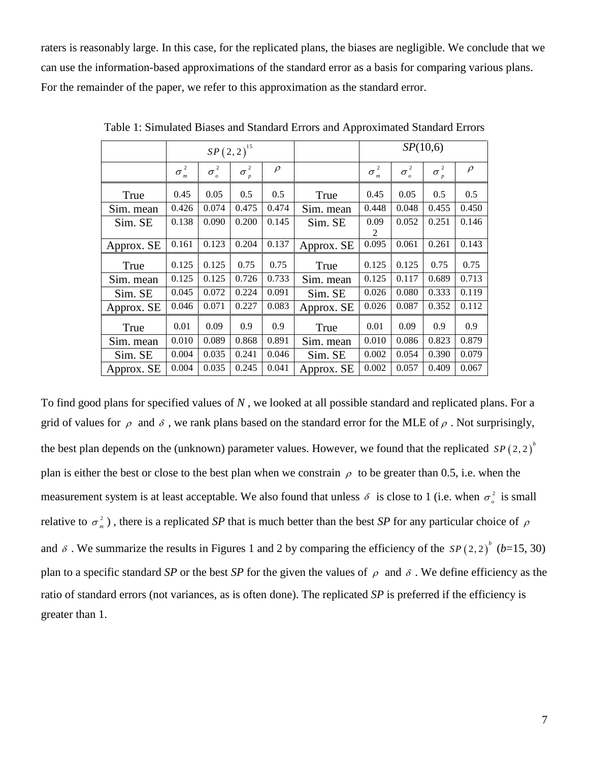raters is reasonably large. In this case, for the replicated plans, the biases are negligible. We conclude that we can use the information-based approximations of the standard error as a basis for comparing various plans. For the remainder of the paper, we refer to this approximation as the standard error.

Table 1: Simulated Biases and Standard Errors and Approximated Standard Errors

| | $SP(2,2)^{15}$ | | | | | *SP*(10,6) | | | |
|---|---|---|---|---|---|---|---|---|---|
| | $\sigma_m^2$ | $\sigma_o^2$ | $\sigma_p^2$ | $\rho$ | | $\sigma_m^2$ | $\sigma_o^2$ | $\sigma_p^2$ | $\rho$ |
| True | 0.45 | 0.05 | 0.5 | 0.5 | True | 0.45 | 0.05 | 0.5 | 0.5 |
| Sim. mean | 0.426 | 0.074 | 0.475 | 0.474 | Sim. mean | 0.448 | 0.048 | 0.455 | 0.450 |
| Sim. SE | 0.138 | 0.090 | 0.200 | 0.145 | Sim. SE | 0.092 | 0.052 | 0.251 | 0.146 |
| Approx. SE | 0.161 | 0.123 | 0.204 | 0.137 | Approx. SE | 0.095 | 0.061 | 0.261 | 0.143 |
| True | 0.125 | 0.125 | 0.75 | 0.75 | True | 0.125 | 0.125 | 0.75 | 0.75 |
| Sim. mean | 0.125 | 0.125 | 0.726 | 0.733 | Sim. mean | 0.125 | 0.117 | 0.689 | 0.713 |
| Sim. SE | 0.045 | 0.072 | 0.224 | 0.091 | Sim. SE | 0.026 | 0.080 | 0.333 | 0.119 |
| Approx. SE | 0.046 | 0.071 | 0.227 | 0.083 | Approx. SE | 0.026 | 0.087 | 0.352 | 0.112 |
| True | 0.01 | 0.09 | 0.9 | 0.9 | True | 0.01 | 0.09 | 0.9 | 0.9 |
| Sim. mean | 0.010 | 0.089 | 0.868 | 0.891 | Sim. mean | 0.010 | 0.086 | 0.823 | 0.879 |
| Sim. SE | 0.004 | 0.035 | 0.241 | 0.046 | Sim. SE | 0.002 | 0.054 | 0.390 | 0.079 |
| Approx. SE | 0.004 | 0.035 | 0.245 | 0.041 | Approx. SE | 0.002 | 0.057 | 0.409 | 0.067 |

To find good plans for specified values of $N$, we looked at all possible standard and replicated plans. For a grid of values for $\rho$ and $\delta$, we rank plans based on the standard error for the MLE of $\rho$. Not surprisingly, the best plan depends on the (unknown) parameter values. However, we found that the replicated $SP(2,2)^b$ plan is either the best or close to the best plan when we constrain $\rho$ to be greater than 0.5, i.e. when the measurement system is at least acceptable. We also found that unless $\delta$ is close to 1 (i.e. when $\sigma_o^2$ is small relative to $\sigma_m^2$), there is a replicated *SP* that is much better than the best *SP* for any particular choice of $\rho$ and $\delta$. We summarize the results in Figures 1 and 2 by comparing the efficiency of the $SP(2,2)^b$ (*b*=15, 30) plan to a specific standard *SP* or the best *SP* for the given the values of $\rho$ and $\delta$. We define efficiency as the ratio of standard errors (not variances, as is often done). The replicated *SP* is preferred if the efficiency is greater than 1.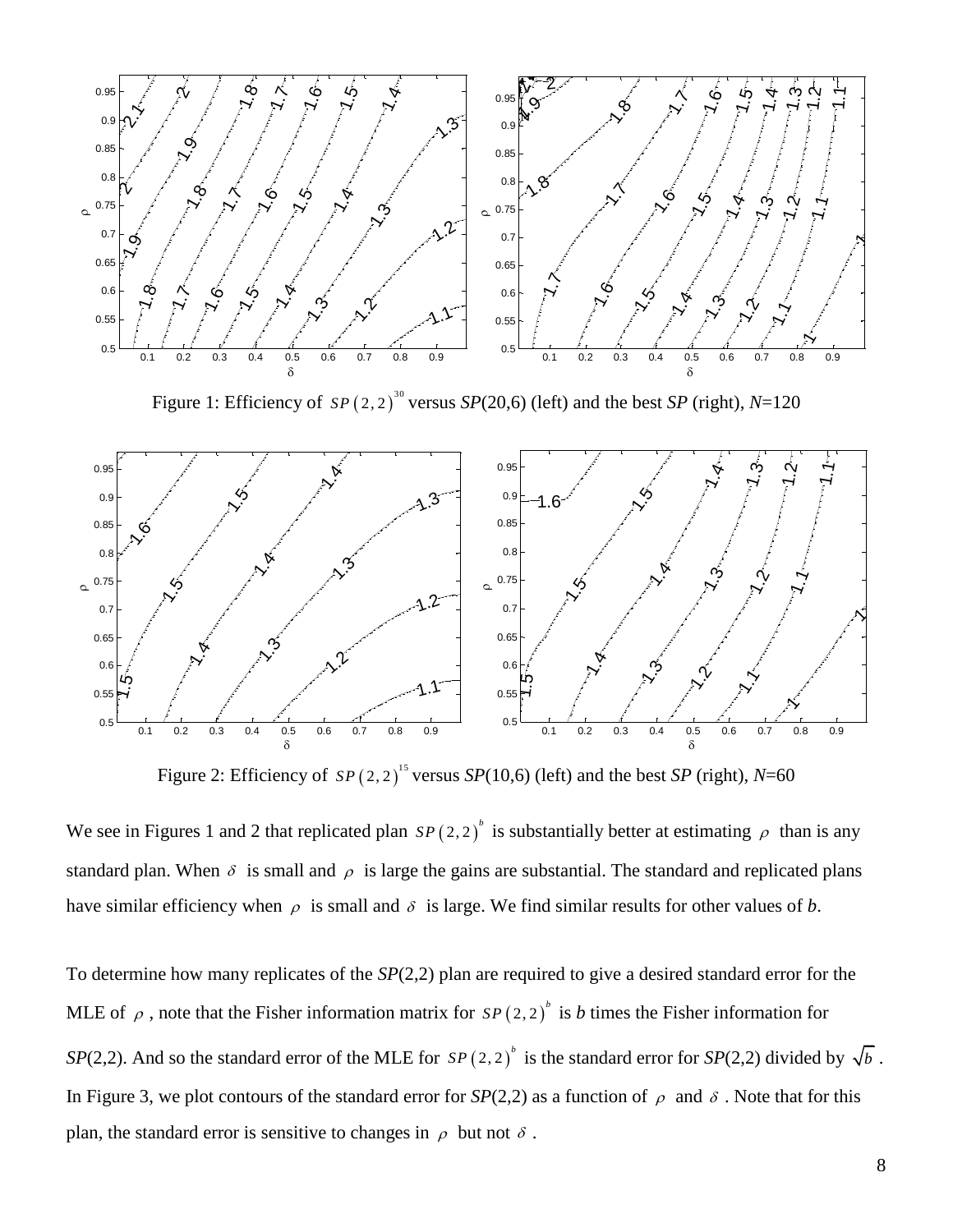Figure 1: Efficiency of $SP(2,2)^{30}$ versus *SP*(20,6) (left) and the best *SP* (right), *N*=120

Figure 2: Efficiency of $SP(2,2)^{15}$ versus *SP*(10,6) (left) and the best *SP* (right), *N*=60

We see in Figures 1 and 2 that replicated plan $SP(2,2)^b$ is substantially better at estimating $\rho$ than is any standard plan. When $\delta$ is small and $\rho$ is large the gains are substantial. The standard and replicated plans have similar efficiency when $\rho$ is small and $\delta$ is large. We find similar results for other values of *b*.

To determine how many replicates of the *SP*(2,2) plan are required to give a desired standard error for the MLE of $\rho$, note that the Fisher information matrix for $SP(2,2)^b$ is *b* times the Fisher information for *SP*(2,2). And so the standard error of the MLE for $SP(2,2)^b$ is the standard error for *SP*(2,2) divided by $\sqrt{b}$. In Figure 3, we plot contours of the standard error for *SP*(2,2) as a function of $\rho$ and $\delta$. Note that for this plan, the standard error is sensitive to changes in $\rho$ but not $\delta$.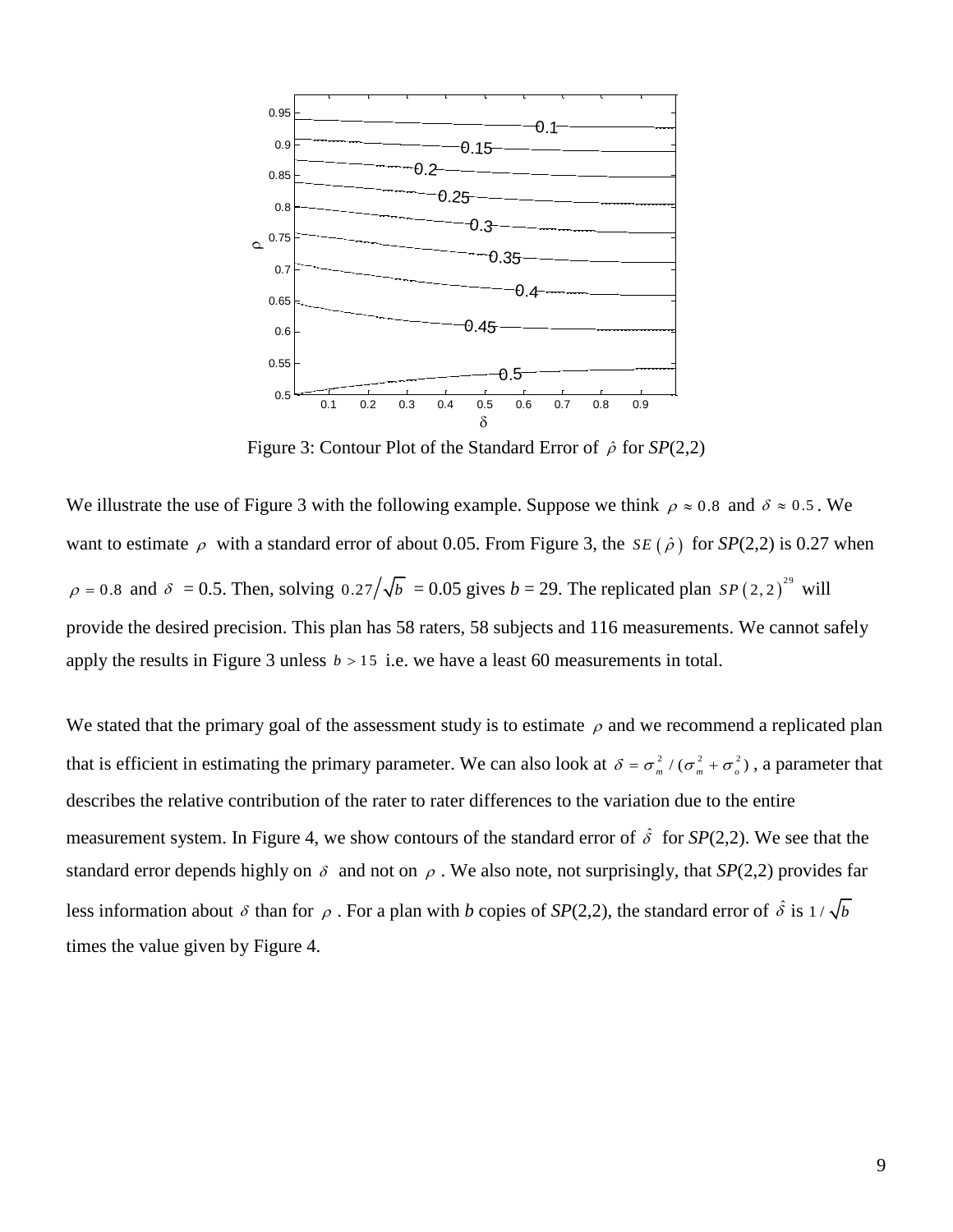Figure 3: Contour Plot of the Standard Error of $\hat{\rho}$ for *SP*(2,2)

We illustrate the use of Figure 3 with the following example. Suppose we think $\rho \approx 0.8$ and $\delta \approx 0.5$. We want to estimate $\rho$ with a standard error of about 0.05. From Figure 3, the $SE(\hat{\rho})$ for *SP*(2,2) is 0.27 when $\rho = 0.8$ and $\delta = 0.5$. Then, solving $0.27/\sqrt{b} = 0.05$ gives $b = 29$. The replicated plan $SP(2,2)^{29}$ will provide the desired precision. This plan has 58 raters, 58 subjects and 116 measurements. We cannot safely apply the results in Figure 3 unless $b > 15$ i.e. we have a least 60 measurements in total.

We stated that the primary goal of the assessment study is to estimate $\rho$ and we recommend a replicated plan that is efficient in estimating the primary parameter. We can also look at $\delta = \sigma_m^2 / (\sigma_m^2 + \sigma_o^2)$, a parameter that describes the relative contribution of the rater to rater differences to the variation due to the entire measurement system. In Figure 4, we show contours of the standard error of $\hat{\delta}$ for *SP*(2,2). We see that the standard error depends highly on $\delta$ and not on $\rho$. We also note, not surprisingly, that *SP*(2,2) provides far less information about $\delta$ than for $\rho$. For a plan with *b* copies of *SP*(2,2), the standard error of $\hat{\delta}$ is $1/\sqrt{b}$ times the value given by Figure 4.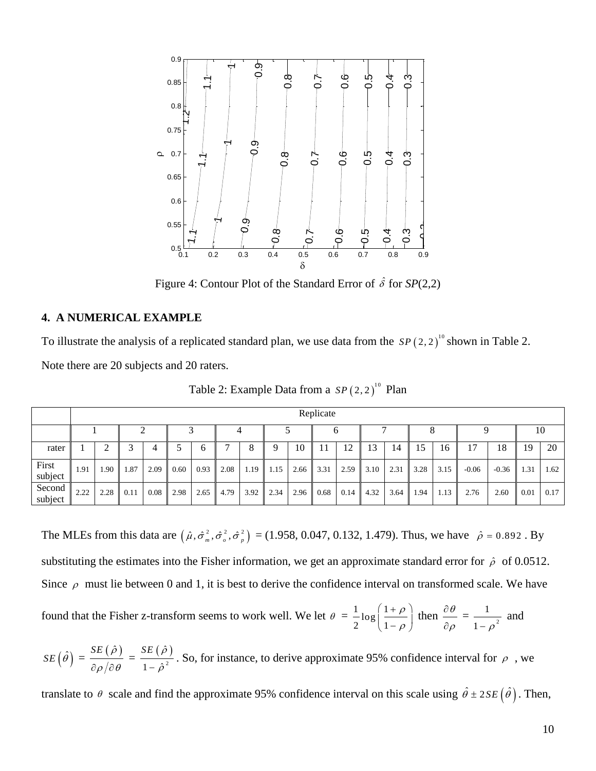Figure 4: Contour Plot of the Standard Error of $\hat{\delta}$ for *SP*(2,2)

## 4. A NUMERICAL EXAMPLE

To illustrate the analysis of a replicated standard plan, we use data from the $SP(2,2)^{10}$ shown in Table 2. Note there are 20 subjects and 20 raters.

Table 2: Example Data from a $SP(2,2)^{10}$ Plan

| | Replicate | | | | | | | | | | | | | | | | | | | |
|---|---|---|---|---|---|---|---|---|---|---|---|---|---|---|---|---|---|---|---|---|
| | 1 | | 2 | | 3 | | 4 | | 5 | | 6 | | 7 | | 8 | | 9 | | 10 | |
| rater | 1 | 2 | 3 | 4 | 5 | 6 | 7 | 8 | 9 | 10 | 11 | 12 | 13 | 14 | 15 | 16 | 17 | 18 | 19 | 20 |
| First subject | 1.91 | 1.90 | 1.87 | 2.09 | 0.60 | 0.93 | 2.08 | 1.19 | 1.15 | 2.66 | 3.31 | 2.59 | 3.10 | 2.31 | 3.28 | 3.15 | -0.06 | -0.36 | 1.31 | 1.62 |
| Second subject | 2.22 | 2.28 | 0.11 | 0.08 | 2.98 | 2.65 | 4.79 | 3.92 | 2.34 | 2.96 | 0.68 | 0.14 | 4.32 | 3.64 | 1.94 | 1.13 | 2.76 | 2.60 | 0.01 | 0.17 |

The MLEs from this data are $\left(\hat{\mu}, \hat{\sigma}_m^2, \hat{\sigma}_o^2, \hat{\sigma}_p^2\right)$ = (1.958, 0.047, 0.132, 1.479). Thus, we have $\hat{\rho} = 0.892$. By substituting the estimates into the Fisher information, we get an approximate standard error for $\hat{\rho}$ of 0.0512. Since $\rho$ must lie between 0 and 1, it is best to derive the confidence interval on transformed scale. We have found that the Fisher z-transform seems to work well. We let $\theta = \frac{1}{2}\log\left(\frac{1+\rho}{1-\rho}\right)$ then $\frac{\partial\theta}{\partial\rho} = \frac{1}{1-\rho^2}$ and $SE\left(\hat{\theta}\right) = \frac{SE\left(\hat{\rho}\right)}{\partial\rho/\partial\theta} = \frac{SE\left(\hat{\rho}\right)}{1-\hat{\rho}^2}$. So, for instance, to derive approximate 95% confidence interval for $\rho$, we translate to $\theta$ scale and find the approximate 95% confidence interval on this scale using $\hat{\theta} \pm 2SE\left(\hat{\theta}\right)$. Then,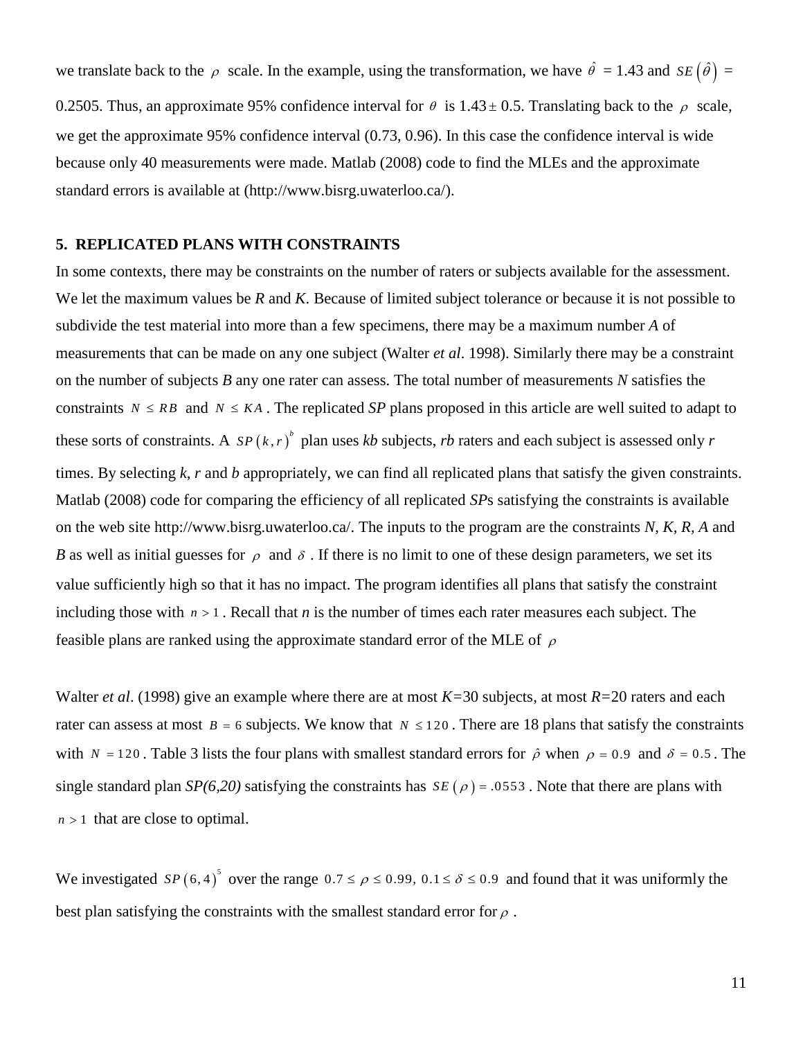we translate back to the $\rho$ scale. In the example, using the transformation, we have $\hat{\theta}$ = 1.43 and $SE(\hat{\theta})$ = 0.2505. Thus, an approximate 95% confidence interval for $\theta$ is $1.43 \pm 0.5$. Translating back to the $\rho$ scale, we get the approximate 95% confidence interval (0.73, 0.96). In this case the confidence interval is wide because only 40 measurements were made. Matlab (2008) code to find the MLEs and the approximate standard errors is available at (http://www.bisrg.uwaterloo.ca/).

## 5. REPLICATED PLANS WITH CONSTRAINTS

In some contexts, there may be constraints on the number of raters or subjects available for the assessment. We let the maximum values be *R* and *K*. Because of limited subject tolerance or because it is not possible to subdivide the test material into more than a few specimens, there may be a maximum number *A* of measurements that can be made on any one subject (Walter *et al*. 1998). Similarly there may be a constraint on the number of subjects *B* any one rater can assess. The total number of measurements *N* satisfies the constraints $N \leq RB$ and $N \leq KA$. The replicated *SP* plans proposed in this article are well suited to adapt to these sorts of constraints. A $SP(k,r)^b$ plan uses *kb* subjects, *rb* raters and each subject is assessed only *r* times. By selecting *k*, *r* and *b* appropriately, we can find all replicated plans that satisfy the given constraints. Matlab (2008) code for comparing the efficiency of all replicated *SP*s satisfying the constraints is available on the web site http://www.bisrg.uwaterloo.ca/. The inputs to the program are the constraints *N, K, R, A* and *B* as well as initial guesses for $\rho$ and $\delta$. If there is no limit to one of these design parameters, we set its value sufficiently high so that it has no impact. The program identifies all plans that satisfy the constraint including those with $n > 1$. Recall that *n* is the number of times each rater measures each subject. The feasible plans are ranked using the approximate standard error of the MLE of $\rho$

Walter *et al*. (1998) give an example where there are at most *K*=30 subjects, at most *R*=20 raters and each rater can assess at most $B = 6$ subjects. We know that $N \leq 120$. There are 18 plans that satisfy the constraints with $N = 120$. Table 3 lists the four plans with smallest standard errors for $\hat{\rho}$ when $\rho = 0.9$ and $\delta = 0.5$. The single standard plan *SP(6,20)* satisfying the constraints has $SE(\rho) = .0553$. Note that there are plans with $n > 1$ that are close to optimal.

We investigated $SP(6,4)^5$ over the range $0.7 \leq \rho \leq 0.99$, $0.1 \leq \delta \leq 0.9$ and found that it was uniformly the best plan satisfying the constraints with the smallest standard error for $\rho$.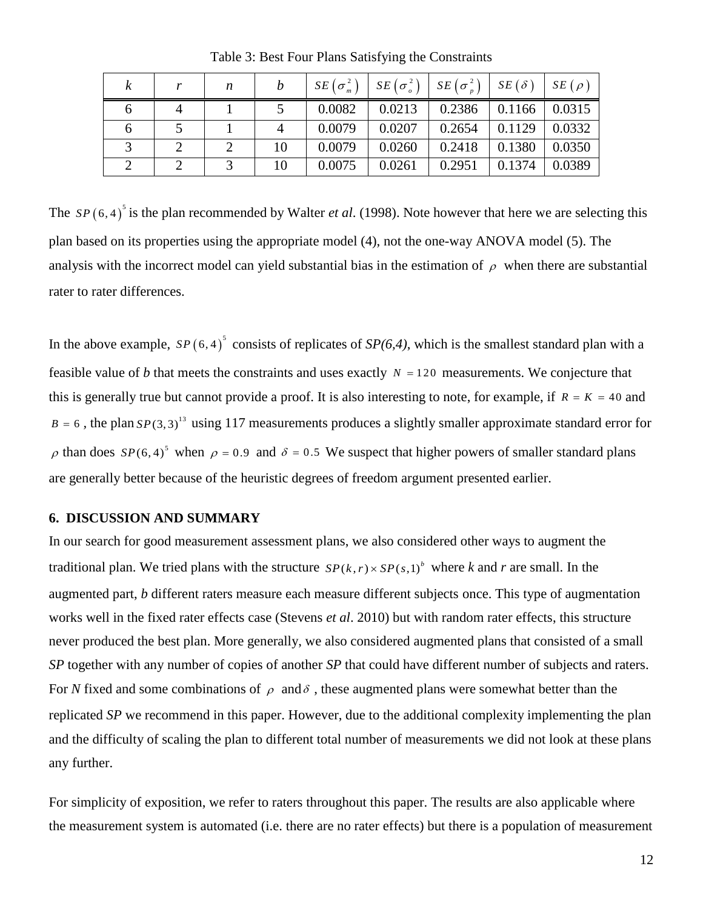Table 3: Best Four Plans Satisfying the Constraints

| $k$ | $r$ | $n$ | $b$ | $SE(\sigma_m^2)$ | $SE(\sigma_o^2)$ | $SE(\sigma_p^2)$ | $SE(\delta)$ | $SE(\rho)$ |
|---|---|---|---|---|---|---|---|---|
| 6 | 4 | 1 | 5 | 0.0082 | 0.0213 | 0.2386 | 0.1166 | 0.0315 |
| 6 | 5 | 1 | 4 | 0.0079 | 0.0207 | 0.2654 | 0.1129 | 0.0332 |
| 3 | 2 | 2 | 10 | 0.0079 | 0.0260 | 0.2418 | 0.1380 | 0.0350 |
| 2 | 2 | 3 | 10 | 0.0075 | 0.0261 | 0.2951 | 0.1374 | 0.0389 |

The $SP(6,4)^5$ is the plan recommended by Walter *et al*. (1998). Note however that here we are selecting this plan based on its properties using the appropriate model (4), not the one-way ANOVA model (5). The analysis with the incorrect model can yield substantial bias in the estimation of $\rho$ when there are substantial rater to rater differences.

In the above example, $SP(6,4)^5$ consists of replicates of *SP(6,4)*, which is the smallest standard plan with a feasible value of *b* that meets the constraints and uses exactly $N = 120$ measurements. We conjecture that this is generally true but cannot provide a proof. It is also interesting to note, for example, if $R = K = 40$ and $B = 6$, the plan $SP(3,3)^{13}$ using 117 measurements produces a slightly smaller approximate standard error for $\rho$ than does $SP(6,4)^5$ when $\rho = 0.9$ and $\delta = 0.5$ We suspect that higher powers of smaller standard plans are generally better because of the heuristic degrees of freedom argument presented earlier.

## 6. DISCUSSION AND SUMMARY

In our search for good measurement assessment plans, we also considered other ways to augment the traditional plan. We tried plans with the structure $SP(k,r) \times SP(s,1)^b$ where *k* and *r* are small. In the augmented part, *b* different raters measure each measure different subjects once. This type of augmentation works well in the fixed rater effects case (Stevens *et al*. 2010) but with random rater effects, this structure never produced the best plan. More generally, we also considered augmented plans that consisted of a small *SP* together with any number of copies of another *SP* that could have different number of subjects and raters. For *N* fixed and some combinations of $\rho$ and $\delta$, these augmented plans were somewhat better than the replicated *SP* we recommend in this paper. However, due to the additional complexity implementing the plan and the difficulty of scaling the plan to different total number of measurements we did not look at these plans any further.

For simplicity of exposition, we refer to raters throughout this paper. The results are also applicable where the measurement system is automated (i.e. there are no rater effects) but there is a population of measurement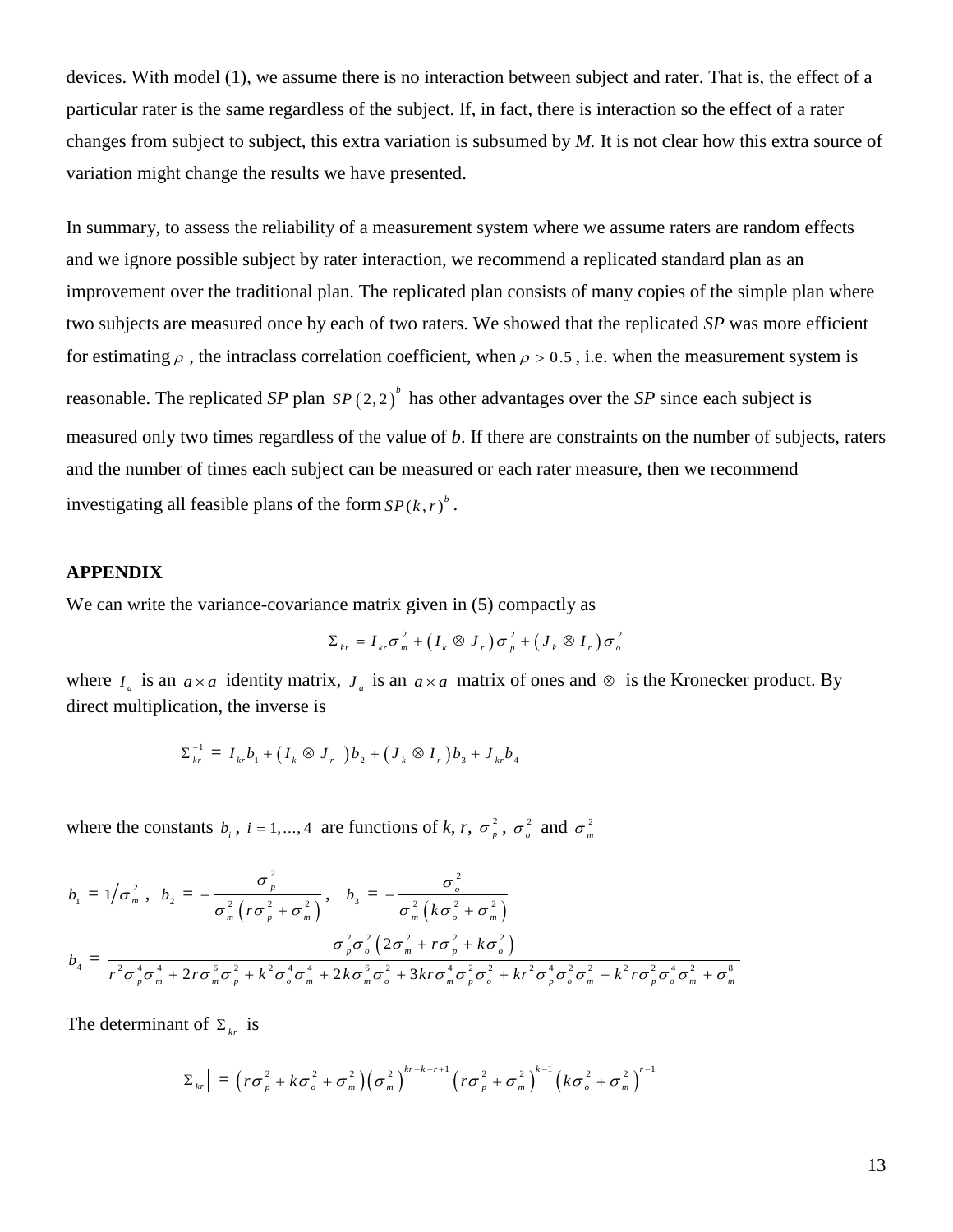devices. With model (1), we assume there is no interaction between subject and rater. That is, the effect of a particular rater is the same regardless of the subject. If, in fact, there is interaction so the effect of a rater changes from subject to subject, this extra variation is subsumed by *M.* It is not clear how this extra source of variation might change the results we have presented.

In summary, to assess the reliability of a measurement system where we assume raters are random effects and we ignore possible subject by rater interaction, we recommend a replicated standard plan as an improvement over the traditional plan. The replicated plan consists of many copies of the simple plan where two subjects are measured once by each of two raters. We showed that the replicated *SP* was more efficient for estimating $\rho$, the intraclass correlation coefficient, when $\rho > 0.5$, i.e. when the measurement system is reasonable. The replicated *SP* plan $SP(2,2)^b$ has other advantages over the *SP* since each subject is measured only two times regardless of the value of *b*. If there are constraints on the number of subjects, raters and the number of times each subject can be measured or each rater measure, then we recommend investigating all feasible plans of the form $SP(k,r)^b$.

**APPENDIX**

We can write the variance-covariance matrix given in (5) compactly as

$$\Sigma_{kr} = I_{kr}\sigma_m^2 + \left(I_k \otimes J_r\right)\sigma_p^2 + \left(J_k \otimes I_r\right)\sigma_o^2$$

where $I_a$ is an $a \times a$ identity matrix, $J_a$ is an $a \times a$ matrix of ones and $\otimes$ is the Kronecker product. By direct multiplication, the inverse is

$$\Sigma_{kr}^{-1} = I_{kr}b_1 + \left(I_k \otimes J_r\right)b_2 + \left(J_k \otimes I_r\right)b_3 + J_{kr}b_4$$

where the constants $b_i$, $i = 1,\ldots,4$ are functions of *k*, *r*, $\sigma_p^2$, $\sigma_o^2$ and $\sigma_m^2$

$$b_1 = 1/\sigma_m^2, \quad b_2 = -\frac{\sigma_p^2}{\sigma_m^2\left(r\sigma_p^2 + \sigma_m^2\right)}, \quad b_3 = -\frac{\sigma_o^2}{\sigma_m^2\left(k\sigma_o^2 + \sigma_m^2\right)}$$

$$b_4 = \frac{\sigma_p^2\sigma_o^2\left(2\sigma_m^2 + r\sigma_p^2 + k\sigma_o^2\right)}{r^2\sigma_p^4\sigma_m^4 + 2r\sigma_m^6\sigma_p^2 + k^2\sigma_o^4\sigma_m^4 + 2k\sigma_m^6\sigma_o^2 + 3kr\sigma_m^4\sigma_p^2\sigma_o^2 + kr^2\sigma_p^4\sigma_o^2\sigma_m^2 + k^2r\sigma_p^2\sigma_o^4\sigma_m^2 + \sigma_m^8}$$

The determinant of $\Sigma_{kr}$ is

$$\left|\Sigma_{kr}\right| = \left(r\sigma_p^2 + k\sigma_o^2 + \sigma_m^2\right)\left(\sigma_m^2\right)^{kr-k-r+1}\left(r\sigma_p^2 + \sigma_m^2\right)^{k-1}\left(k\sigma_o^2 + \sigma_m^2\right)^{r-1}$$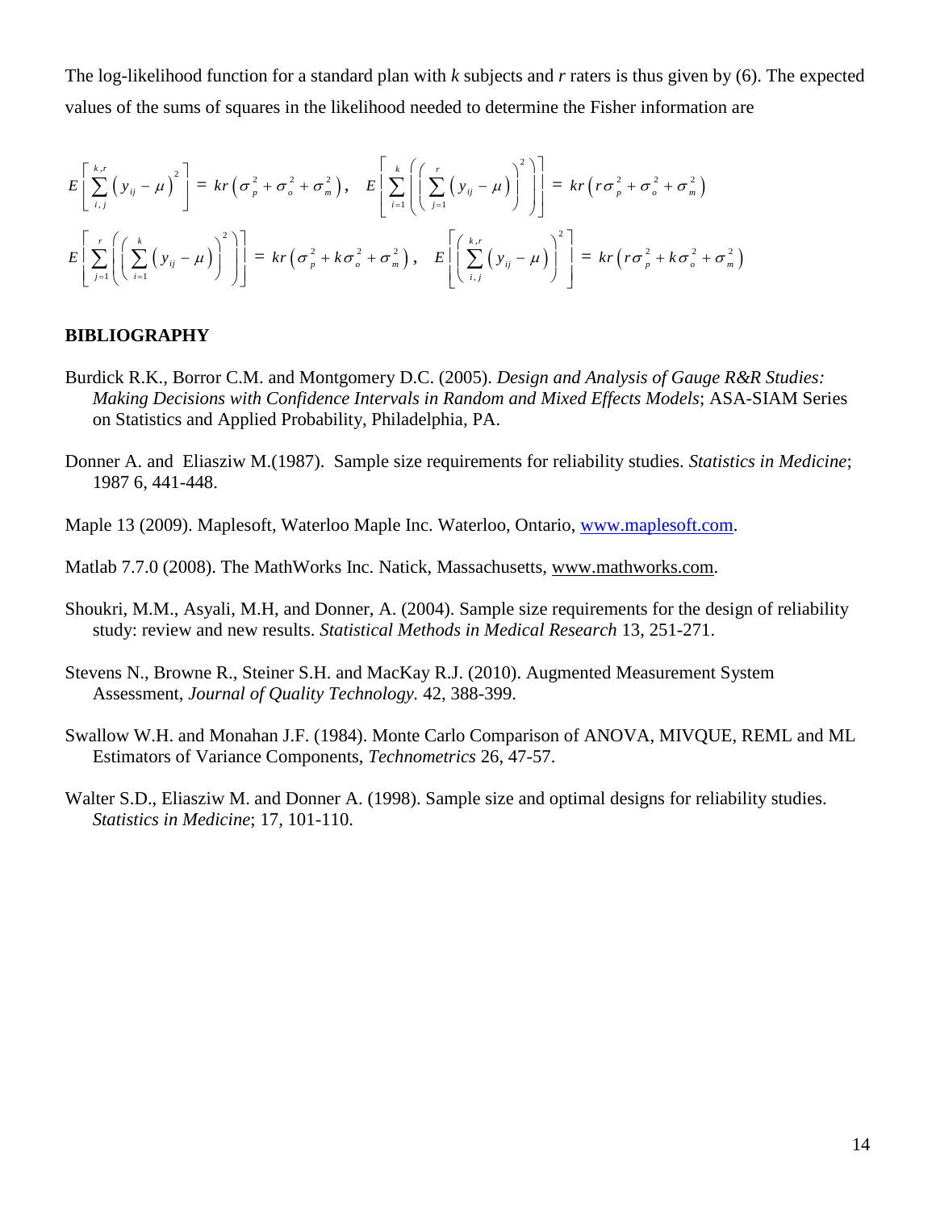The log-likelihood function for a standard plan with $k$ subjects and $r$ raters is thus given by (6). The expected values of the sums of squares in the likelihood needed to determine the Fisher information are

$$E\left[\sum_{i,j}^{k,r}\left(y_{ij}-\mu\right)^2\right] = kr\left(\sigma_p^2+\sigma_o^2+\sigma_m^2\right), \quad E\left[\sum_{i=1}^{k}\left(\left(\sum_{j=1}^{r}\left(y_{ij}-\mu\right)\right)^2\right)\right] = kr\left(r\sigma_p^2+\sigma_o^2+\sigma_m^2\right)$$

$$E\left[\sum_{j=1}^{r}\left(\left(\sum_{i=1}^{k}\left(y_{ij}-\mu\right)\right)^2\right)\right] = kr\left(\sigma_p^2+k\sigma_o^2+\sigma_m^2\right), \quad E\left[\left(\sum_{i,j}^{k,r}\left(y_{ij}-\mu\right)\right)^2\right] = kr\left(r\sigma_p^2+k\sigma_o^2+\sigma_m^2\right)$$

## BIBLIOGRAPHY

Burdick R.K., Borror C.M. and Montgomery D.C. (2005). *Design and Analysis of Gauge R&R Studies: Making Decisions with Confidence Intervals in Random and Mixed Effects Models*; ASA-SIAM Series on Statistics and Applied Probability, Philadelphia, PA.

Donner A. and Eliasziw M.(1987). Sample size requirements for reliability studies. *Statistics in Medicine*; 1987 6, 441-448.

Maple 13 (2009). Maplesoft, Waterloo Maple Inc. Waterloo, Ontario, www.maplesoft.com.

Matlab 7.7.0 (2008). The MathWorks Inc. Natick, Massachusetts, www.mathworks.com.

Shoukri, M.M., Asyali, M.H, and Donner, A. (2004). Sample size requirements for the design of reliability study: review and new results. *Statistical Methods in Medical Research* 13, 251-271.

Stevens N., Browne R., Steiner S.H. and MacKay R.J. (2010). Augmented Measurement System Assessment, *Journal of Quality Technology.* 42, 388-399.

Swallow W.H. and Monahan J.F. (1984). Monte Carlo Comparison of ANOVA, MIVQUE, REML and ML Estimators of Variance Components, *Technometrics* 26, 47-57.

Walter S.D., Eliasziw M. and Donner A. (1998). Sample size and optimal designs for reliability studies. *Statistics in Medicine*; 17, 101-110.